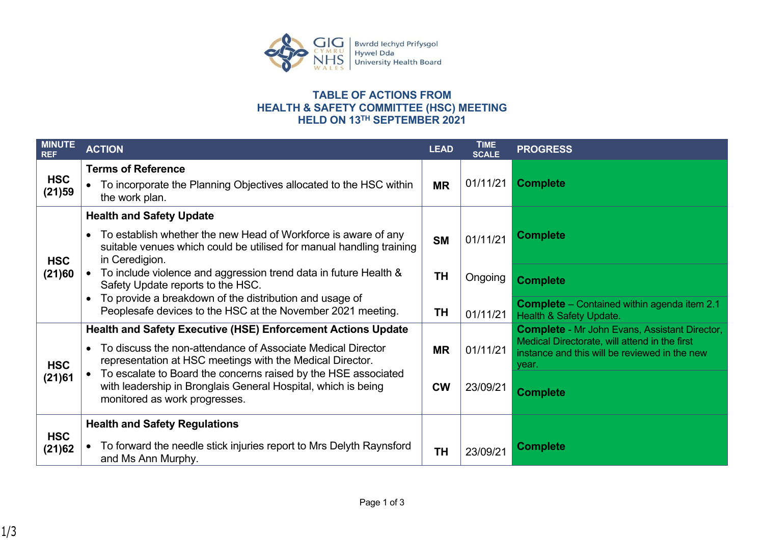# TABLE OF ACTIONS FROM HEALTH & SAFETY COMMITTEE (HSC) MEETING HELD ON 13TH SEPTEMBER 2021

| MINUTE REF | ACTION | LEAD | TIME SCALE | PROGRESS |
|---|---|---|---|---|
| **HSC (21)59** | **Terms of Reference**<br>• To incorporate the Planning Objectives allocated to the HSC within the work plan. | **MR** | 01/11/21 | **Complete** |
| **HSC (21)60** | **Health and Safety Update**<br>• To establish whether the new Head of Workforce is aware of any suitable venues which could be utilised for manual handling training in Ceredigion. | **SM** | 01/11/21 | **Complete** |
| | • To include violence and aggression trend data in future Health & Safety Update reports to the HSC. | **TH** | Ongoing | **Complete** |
| | • To provide a breakdown of the distribution and usage of Peoplesafe devices to the HSC at the November 2021 meeting. | **TH** | 01/11/21 | **Complete** – Contained within agenda item 2.1 Health & Safety Update. |
| **HSC (21)61** | **Health and Safety Executive (HSE) Enforcement Actions Update**<br>• To discuss the non-attendance of Associate Medical Director representation at HSC meetings with the Medical Director. | **MR** | 01/11/21 | **Complete** - Mr John Evans, Assistant Director, Medical Directorate, will attend in the first instance and this will be reviewed in the new year. |
| | • To escalate to Board the concerns raised by the HSE associated with leadership in Bronglais General Hospital, which is being monitored as work progresses. | **CW** | 23/09/21 | **Complete** |
| **HSC (21)62** | **Health and Safety Regulations**<br>• To forward the needle stick injuries report to Mrs Delyth Raynsford and Ms Ann Murphy. | **TH** | 23/09/21 | **Complete** |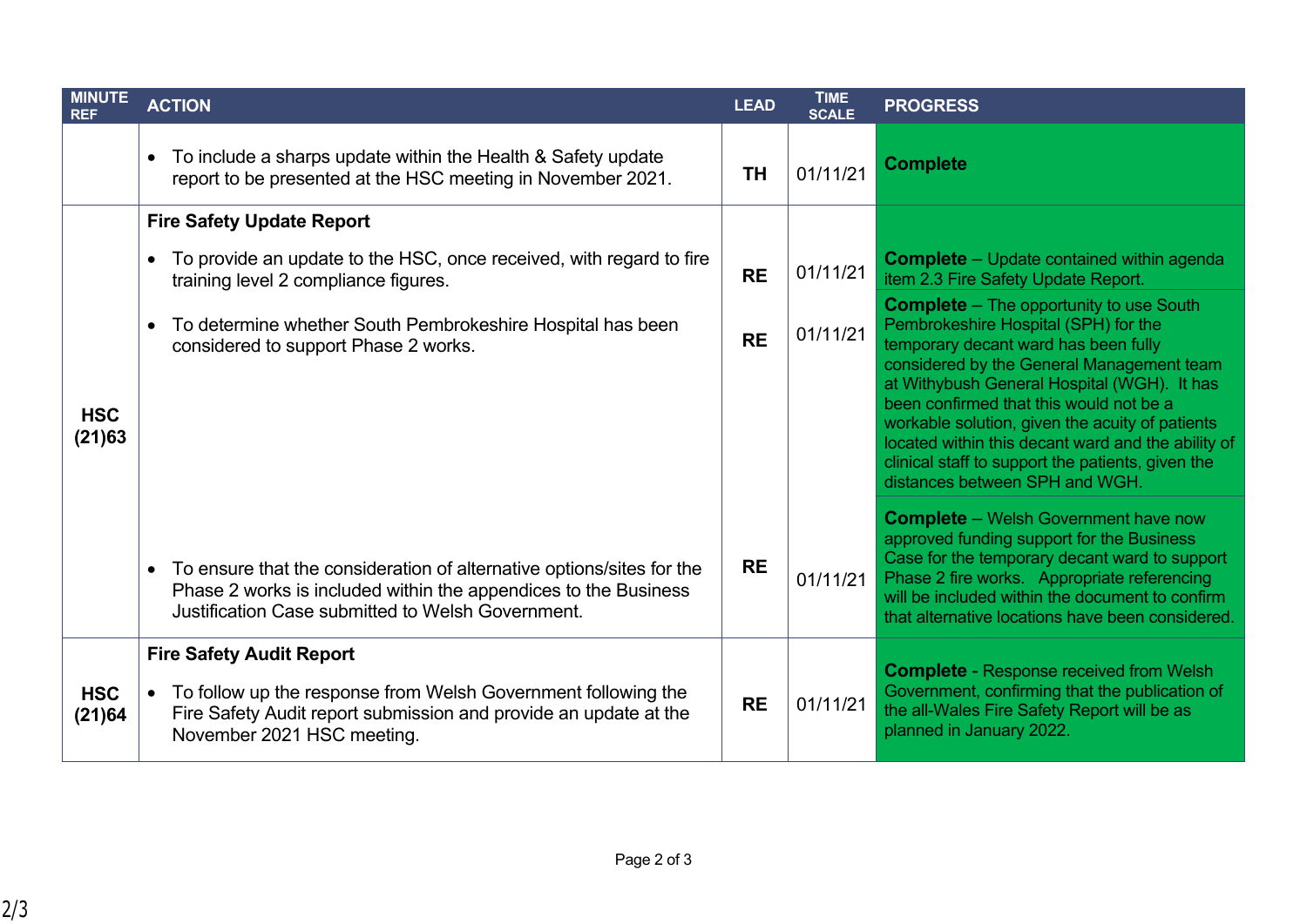| MINUTE REF | ACTION | LEAD | TIME SCALE | PROGRESS |
|---|---|---|---|---|
| | • To include a sharps update within the Health & Safety update report to be presented at the HSC meeting in November 2021. | TH | 01/11/21 | **Complete** |
| HSC (21)63 | **Fire Safety Update Report** | | | |
| | • To provide an update to the HSC, once received, with regard to fire training level 2 compliance figures. | RE | 01/11/21 | **Complete** – Update contained within agenda item 2.3 Fire Safety Update Report. |
| | • To determine whether South Pembrokeshire Hospital has been considered to support Phase 2 works. | RE | 01/11/21 | **Complete** – The opportunity to use South Pembrokeshire Hospital (SPH) for the temporary decant ward has been fully considered by the General Management team at Withybush General Hospital (WGH). It has been confirmed that this would not be a workable solution, given the acuity of patients located within this decant ward and the ability of clinical staff to support the patients, given the distances between SPH and WGH. |
| | • To ensure that the consideration of alternative options/sites for the Phase 2 works is included within the appendices to the Business Justification Case submitted to Welsh Government. | RE | 01/11/21 | **Complete** – Welsh Government have now approved funding support for the Business Case for the temporary decant ward to support Phase 2 fire works. Appropriate referencing will be included within the document to confirm that alternative locations have been considered. |
| HSC (21)64 | **Fire Safety Audit Report** | | | |
| | • To follow up the response from Welsh Government following the Fire Safety Audit report submission and provide an update at the November 2021 HSC meeting. | RE | 01/11/21 | **Complete** - Response received from Welsh Government, confirming that the publication of the all-Wales Fire Safety Report will be as planned in January 2022. |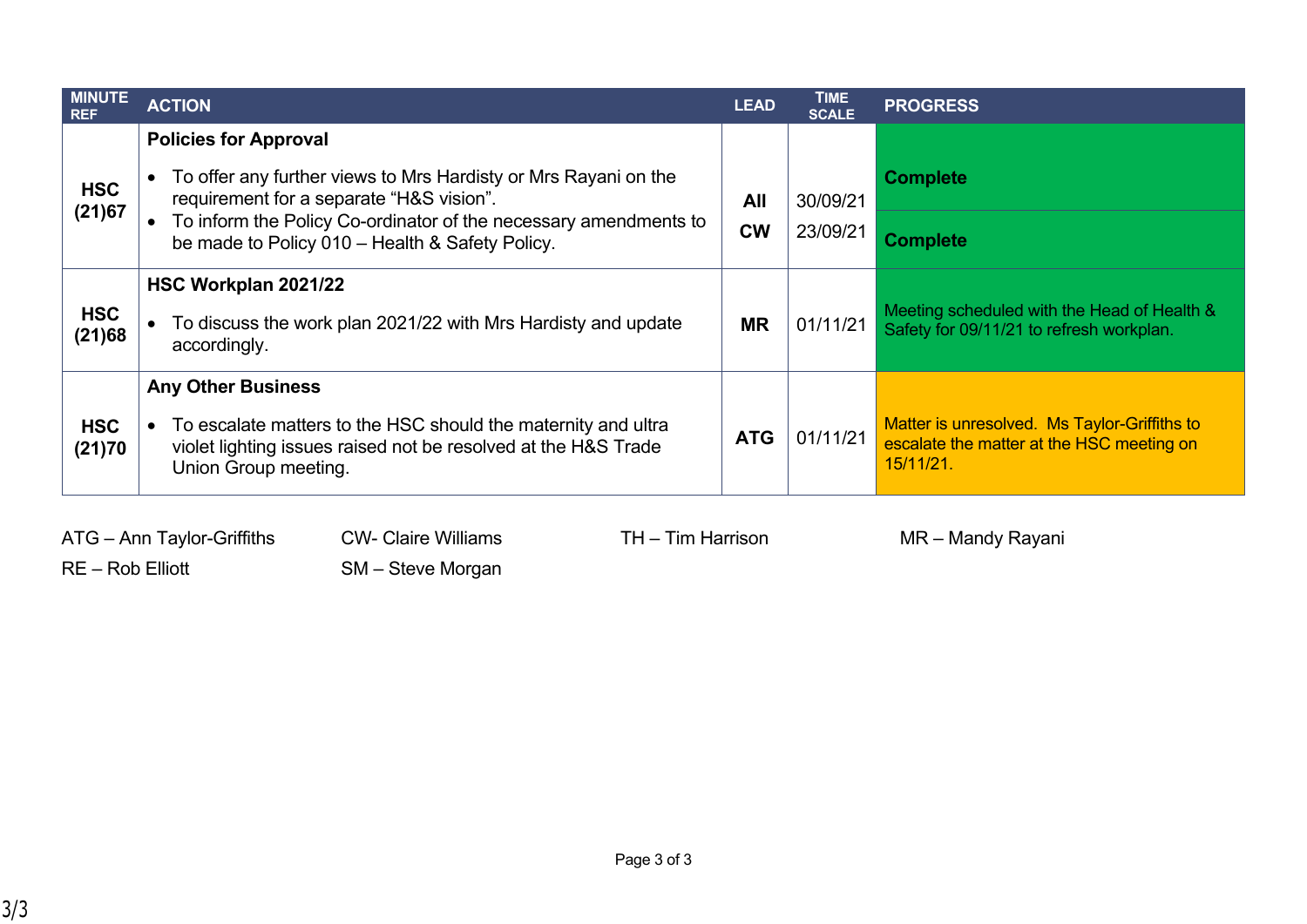| MINUTE REF | ACTION | LEAD | TIME SCALE | PROGRESS |
|---|---|---|---|---|
| **HSC (21)67** | **Policies for Approval**<br>• To offer any further views to Mrs Hardisty or Mrs Rayani on the requirement for a separate "H&S vision".<br>• To inform the Policy Co-ordinator of the necessary amendments to be made to Policy 010 – Health & Safety Policy. | **All**<br>**CW** | 30/09/21<br>23/09/21 | **Complete**<br>**Complete** |
| **HSC (21)68** | **HSC Workplan 2021/22**<br>• To discuss the work plan 2021/22 with Mrs Hardisty and update accordingly. | **MR** | 01/11/21 | Meeting scheduled with the Head of Health & Safety for 09/11/21 to refresh workplan. |
| **HSC (21)70** | **Any Other Business**<br>• To escalate matters to the HSC should the maternity and ultra violet lighting issues raised not be resolved at the H&S Trade Union Group meeting. | **ATG** | 01/11/21 | Matter is unresolved. Ms Taylor-Griffiths to escalate the matter at the HSC meeting on 15/11/21. |

ATG – Ann Taylor-Griffiths  
CW- Claire Williams  
TH – Tim Harrison  
MR – Mandy Rayani  
RE – Rob Elliott  
SM – Steve Morgan